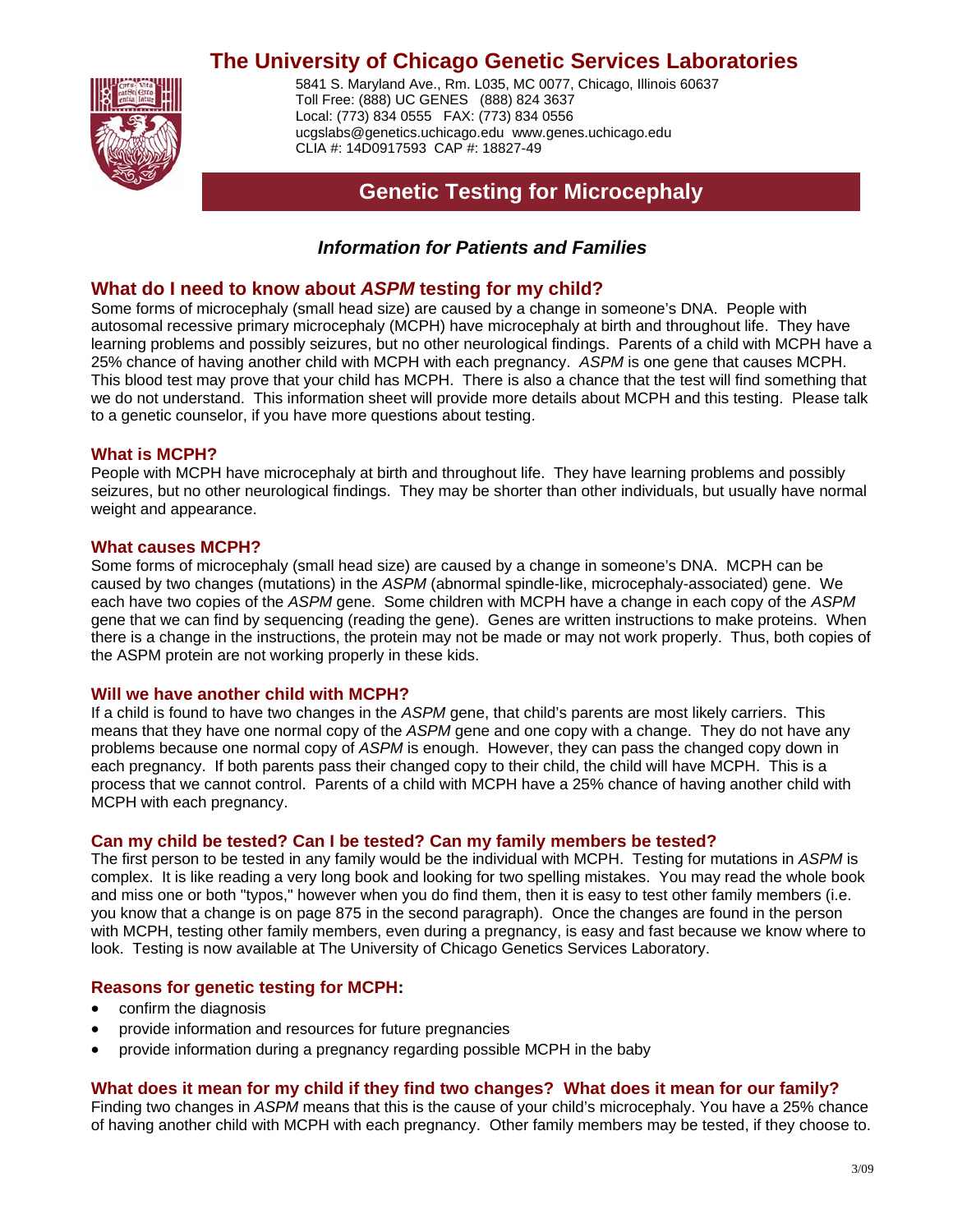# The University of Chicago Genetic Services Laboratories

5841 S. Maryland Ave., Rm. L035, MC 0077, Chicago, Illinois 60637
Toll Free: (888) UC GENES (888) 824 3637
Local: (773) 834 0555 FAX: (773) 834 0556
ucgslabs@genetics.uchicago.edu www.genes.uchicago.edu
CLIA #: 14D0917593 CAP #: 18827-49

## Genetic Testing for Microcephaly

### *Information for Patients and Families*

## What do I need to know about *ASPM* testing for my child?

Some forms of microcephaly (small head size) are caused by a change in someone's DNA. People with autosomal recessive primary microcephaly (MCPH) have microcephaly at birth and throughout life. They have learning problems and possibly seizures, but no other neurological findings. Parents of a child with MCPH have a 25% chance of having another child with MCPH with each pregnancy. *ASPM* is one gene that causes MCPH. This blood test may prove that your child has MCPH. There is also a chance that the test will find something that we do not understand. This information sheet will provide more details about MCPH and this testing. Please talk to a genetic counselor, if you have more questions about testing.

### What is MCPH?

People with MCPH have microcephaly at birth and throughout life. They have learning problems and possibly seizures, but no other neurological findings. They may be shorter than other individuals, but usually have normal weight and appearance.

### What causes MCPH?

Some forms of microcephaly (small head size) are caused by a change in someone's DNA. MCPH can be caused by two changes (mutations) in the *ASPM* (abnormal spindle-like, microcephaly-associated) gene. We each have two copies of the *ASPM* gene. Some children with MCPH have a change in each copy of the *ASPM* gene that we can find by sequencing (reading the gene). Genes are written instructions to make proteins. When there is a change in the instructions, the protein may not be made or may not work properly. Thus, both copies of the ASPM protein are not working properly in these kids.

### Will we have another child with MCPH?

If a child is found to have two changes in the *ASPM* gene, that child's parents are most likely carriers. This means that they have one normal copy of the *ASPM* gene and one copy with a change. They do not have any problems because one normal copy of *ASPM* is enough. However, they can pass the changed copy down in each pregnancy. If both parents pass their changed copy to their child, the child will have MCPH. This is a process that we cannot control. Parents of a child with MCPH have a 25% chance of having another child with MCPH with each pregnancy.

### Can my child be tested? Can I be tested? Can my family members be tested?

The first person to be tested in any family would be the individual with MCPH. Testing for mutations in *ASPM* is complex. It is like reading a very long book and looking for two spelling mistakes. You may read the whole book and miss one or both "typos," however when you do find them, then it is easy to test other family members (i.e. you know that a change is on page 875 in the second paragraph). Once the changes are found in the person with MCPH, testing other family members, even during a pregnancy, is easy and fast because we know where to look. Testing is now available at The University of Chicago Genetics Services Laboratory.

### Reasons for genetic testing for MCPH:

- confirm the diagnosis
- provide information and resources for future pregnancies
- provide information during a pregnancy regarding possible MCPH in the baby

### What does it mean for my child if they find two changes? What does it mean for our family?

Finding two changes in *ASPM* means that this is the cause of your child's microcephaly. You have a 25% chance of having another child with MCPH with each pregnancy. Other family members may be tested, if they choose to.

3/09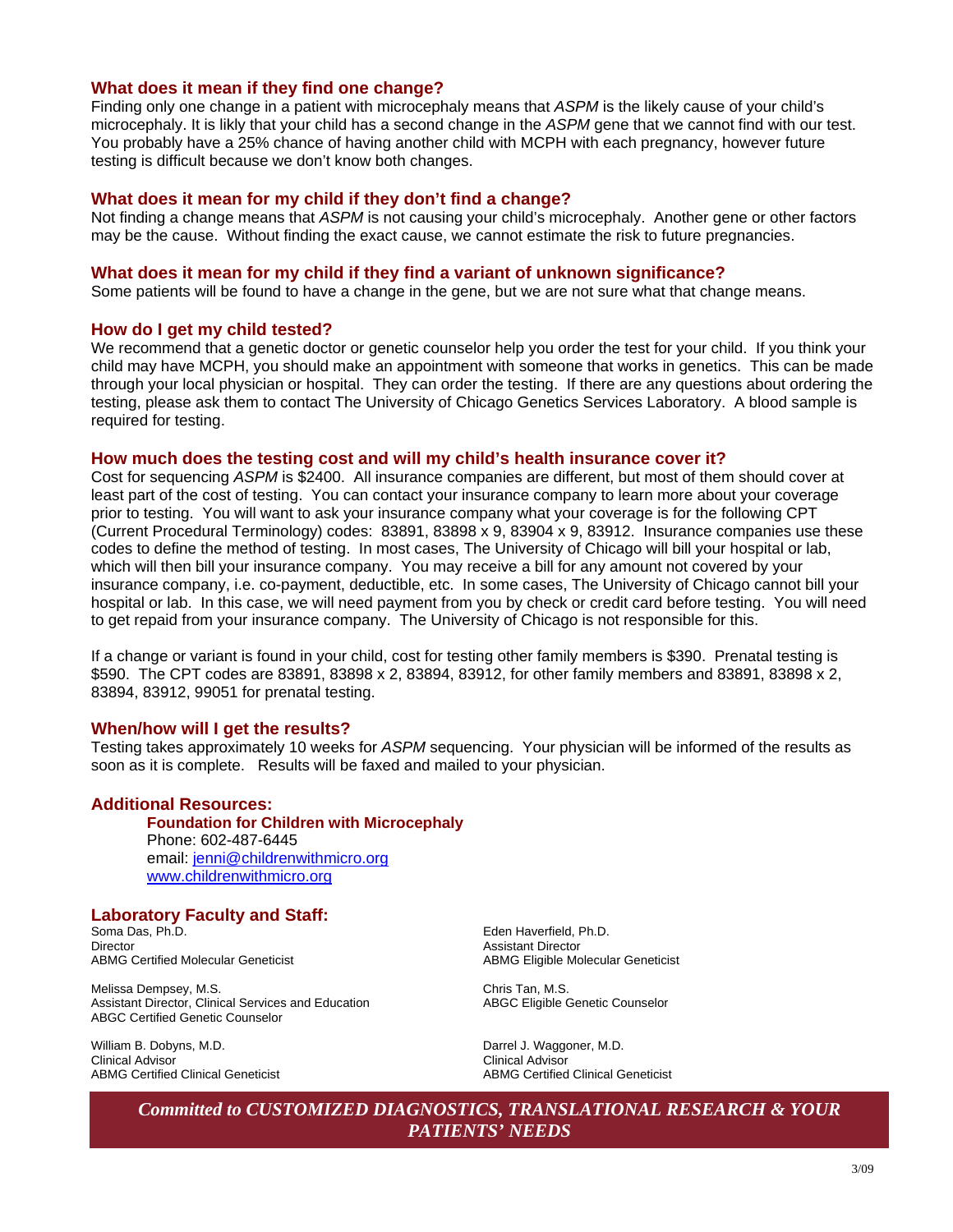### What does it mean if they find one change?

Finding only one change in a patient with microcephaly means that *ASPM* is the likely cause of your child's microcephaly. It is likly that your child has a second change in the *ASPM* gene that we cannot find with our test. You probably have a 25% chance of having another child with MCPH with each pregnancy, however future testing is difficult because we don't know both changes.

### What does it mean for my child if they don't find a change?

Not finding a change means that *ASPM* is not causing your child's microcephaly. Another gene or other factors may be the cause. Without finding the exact cause, we cannot estimate the risk to future pregnancies.

### What does it mean for my child if they find a variant of unknown significance?

Some patients will be found to have a change in the gene, but we are not sure what that change means.

### How do I get my child tested?

We recommend that a genetic doctor or genetic counselor help you order the test for your child. If you think your child may have MCPH, you should make an appointment with someone that works in genetics. This can be made through your local physician or hospital. They can order the testing. If there are any questions about ordering the testing, please ask them to contact The University of Chicago Genetics Services Laboratory. A blood sample is required for testing.

### How much does the testing cost and will my child's health insurance cover it?

Cost for sequencing *ASPM* is $2400. All insurance companies are different, but most of them should cover at least part of the cost of testing. You can contact your insurance company to learn more about your coverage prior to testing. You will want to ask your insurance company what your coverage is for the following CPT (Current Procedural Terminology) codes: 83891, 83898 x 9, 83904 x 9, 83912. Insurance companies use these codes to define the method of testing. In most cases, The University of Chicago will bill your hospital or lab, which will then bill your insurance company. You may receive a bill for any amount not covered by your insurance company, i.e. co-payment, deductible, etc. In some cases, The University of Chicago cannot bill your hospital or lab. In this case, we will need payment from you by check or credit card before testing. You will need to get repaid from your insurance company. The University of Chicago is not responsible for this.

If a change or variant is found in your child, cost for testing other family members is $390. Prenatal testing is $590. The CPT codes are 83891, 83898 x 2, 83894, 83912, for other family members and 83891, 83898 x 2, 83894, 83912, 99051 for prenatal testing.

### When/how will I get the results?

Testing takes approximately 10 weeks for *ASPM* sequencing. Your physician will be informed of the results as soon as it is complete. Results will be faxed and mailed to your physician.

### Additional Resources:

**Foundation for Children with Microcephaly**
Phone: 602-487-6445
email: jenni@childrenwithmicro.org
www.childrenwithmicro.org

### Laboratory Faculty and Staff:

Soma Das, Ph.D.
Director
ABMG Certified Molecular Geneticist

Eden Haverfield, Ph.D.
Assistant Director
ABMG Eligible Molecular Geneticist

Melissa Dempsey, M.S.
Assistant Director, Clinical Services and Education
ABGC Certified Genetic Counselor

Chris Tan, M.S.
ABGC Eligible Genetic Counselor

William B. Dobyns, M.D.
Clinical Advisor
ABMG Certified Clinical Geneticist

Darrel J. Waggoner, M.D.
Clinical Advisor
ABMG Certified Clinical Geneticist

***Committed to CUSTOMIZED DIAGNOSTICS, TRANSLATIONAL RESEARCH & YOUR PATIENTS' NEEDS***

3/09